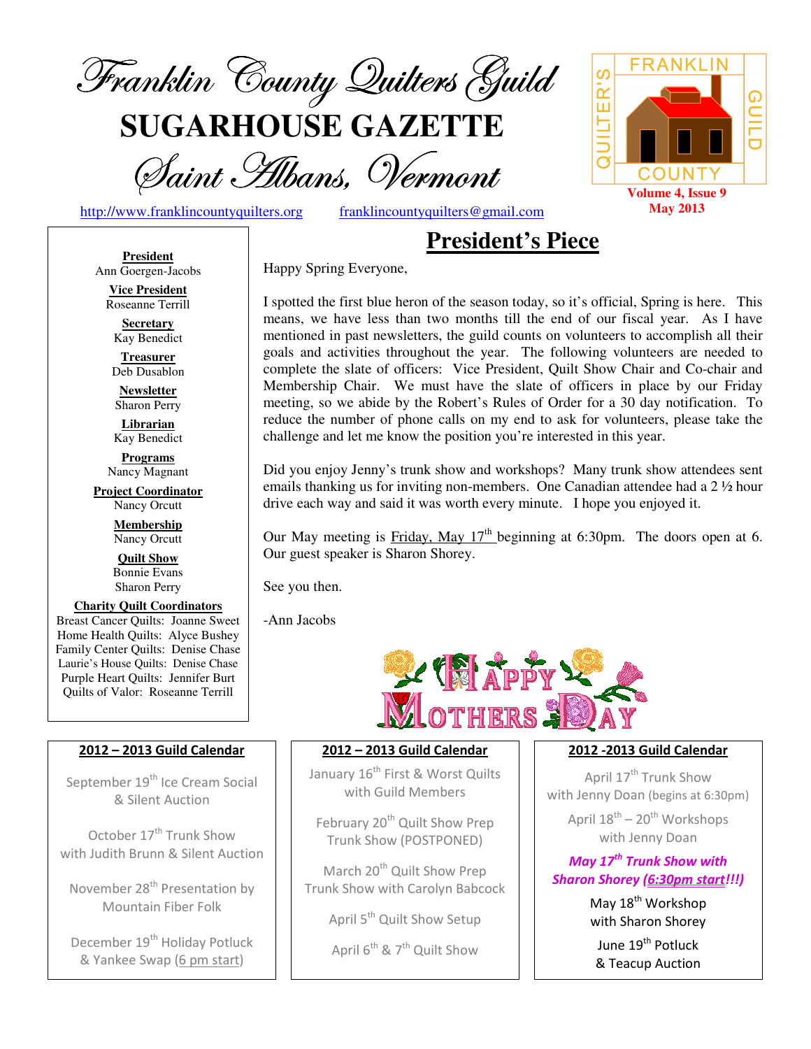# Franklin County Quilters Guild

# SUGARHOUSE GAZETTE

## Saint Albans, Vermont

http://www.franklincountyquilters.org franklincountyquilters@gmail.com

FRANKLIN COUNTY QUILTER'S GUILD

**Volume 4, Issue 9**
**May 2013**

**President**
Ann Goergen-Jacobs

**Vice President**
Roseanne Terrill

**Secretary**
Kay Benedict

**Treasurer**
Deb Dusablon

**Newsletter**
Sharon Perry

**Librarian**
Kay Benedict

**Programs**
Nancy Magnant

**Project Coordinator**
Nancy Orcutt

**Membership**
Nancy Orcutt

**Quilt Show**
Bonnie Evans
Sharon Perry

**Charity Quilt Coordinators**
Breast Cancer Quilts: Joanne Sweet
Home Health Quilts: Alyce Bushey
Family Center Quilts: Denise Chase
Laurie's House Quilts: Denise Chase
Purple Heart Quilts: Jennifer Burt
Quilts of Valor: Roseanne Terrill

## President's Piece

Happy Spring Everyone,

I spotted the first blue heron of the season today, so it's official, Spring is here. This means, we have less than two months till the end of our fiscal year. As I have mentioned in past newsletters, the guild counts on volunteers to accomplish all their goals and activities throughout the year. The following volunteers are needed to complete the slate of officers: Vice President, Quilt Show Chair and Co-chair and Membership Chair. We must have the slate of officers in place by our Friday meeting, so we abide by the Robert's Rules of Order for a 30 day notification. To reduce the number of phone calls on my end to ask for volunteers, please take the challenge and let me know the position you're interested in this year.

Did you enjoy Jenny's trunk show and workshops? Many trunk show attendees sent emails thanking us for inviting non-members. One Canadian attendee had a 2 ½ hour drive each way and said it was worth every minute. I hope you enjoyed it.

Our May meeting is Friday, May 17th beginning at 6:30pm. The doors open at 6. Our guest speaker is Sharon Shorey.

See you then.

-Ann Jacobs

HAPPY MOTHERS DAY

### 2012 – 2013 Guild Calendar

September 19th Ice Cream Social & Silent Auction

October 17th Trunk Show with Judith Brunn & Silent Auction

November 28th Presentation by Mountain Fiber Folk

December 19th Holiday Potluck & Yankee Swap (6 pm start)

January 16th First & Worst Quilts with Guild Members

February 20th Quilt Show Prep Trunk Show (POSTPONED)

March 20th Quilt Show Prep Trunk Show with Carolyn Babcock

April 5th Quilt Show Setup

April 6th & 7th Quilt Show

April 17th Trunk Show with Jenny Doan (begins at 6:30pm)

April 18th – 20th Workshops with Jenny Doan

***May 17th Trunk Show with Sharon Shorey (6:30pm start!!!)***

May 18th Workshop with Sharon Shorey

June 19th Potluck & Teacup Auction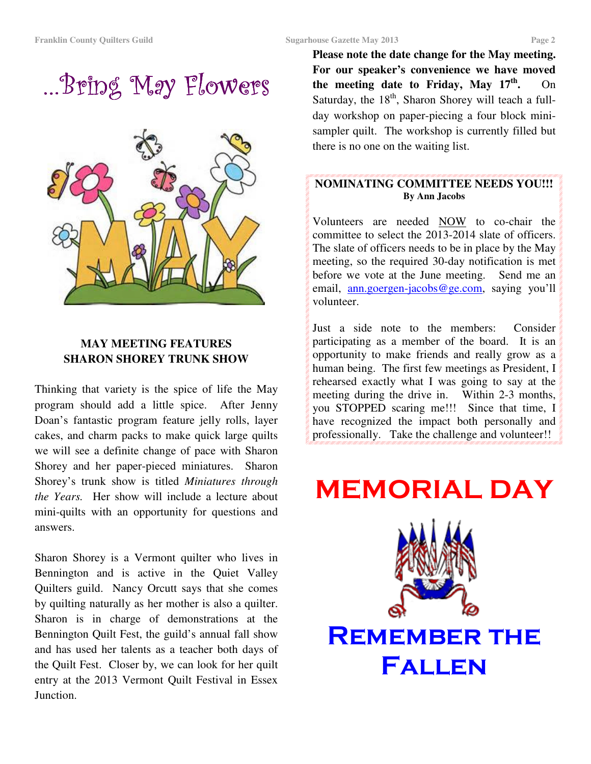# ...Bring May Flowers

## MAY MEETING FEATURES SHARON SHOREY TRUNK SHOW

Thinking that variety is the spice of life the May program should add a little spice. After Jenny Doan's fantastic program feature jelly rolls, layer cakes, and charm packs to make quick large quilts we will see a definite change of pace with Sharon Shorey and her paper-pieced miniatures. Sharon Shorey's trunk show is titled *Miniatures through the Years.* Her show will include a lecture about mini-quilts with an opportunity for questions and answers.

Sharon Shorey is a Vermont quilter who lives in Bennington and is active in the Quiet Valley Quilters guild. Nancy Orcutt says that she comes by quilting naturally as her mother is also a quilter. Sharon is in charge of demonstrations at the Bennington Quilt Fest, the guild's annual fall show and has used her talents as a teacher both days of the Quilt Fest. Closer by, we can look for her quilt entry at the 2013 Vermont Quilt Festival in Essex Junction.

**Please note the date change for the May meeting. For our speaker's convenience we have moved the meeting date to Friday, May 17th.** On Saturday, the 18th, Sharon Shorey will teach a full-day workshop on paper-piecing a four block mini-sampler quilt. The workshop is currently filled but there is no one on the waiting list.

## NOMINATING COMMITTEE NEEDS YOU!!!

**By Ann Jacobs**

Volunteers are needed NOW to co-chair the committee to select the 2013-2014 slate of officers. The slate of officers needs to be in place by the May meeting, so the required 30-day notification is met before we vote at the June meeting. Send me an email, ann.goergen-jacobs@ge.com, saying you'll volunteer.

Just a side note to the members: Consider participating as a member of the board. It is an opportunity to make friends and really grow as a human being. The first few meetings as President, I rehearsed exactly what I was going to say at the meeting during the drive in. Within 2-3 months, you STOPPED scaring me!!! Since that time, I have recognized the impact both personally and professionally. Take the challenge and volunteer!!

# MEMORIAL DAY

## Remember the Fallen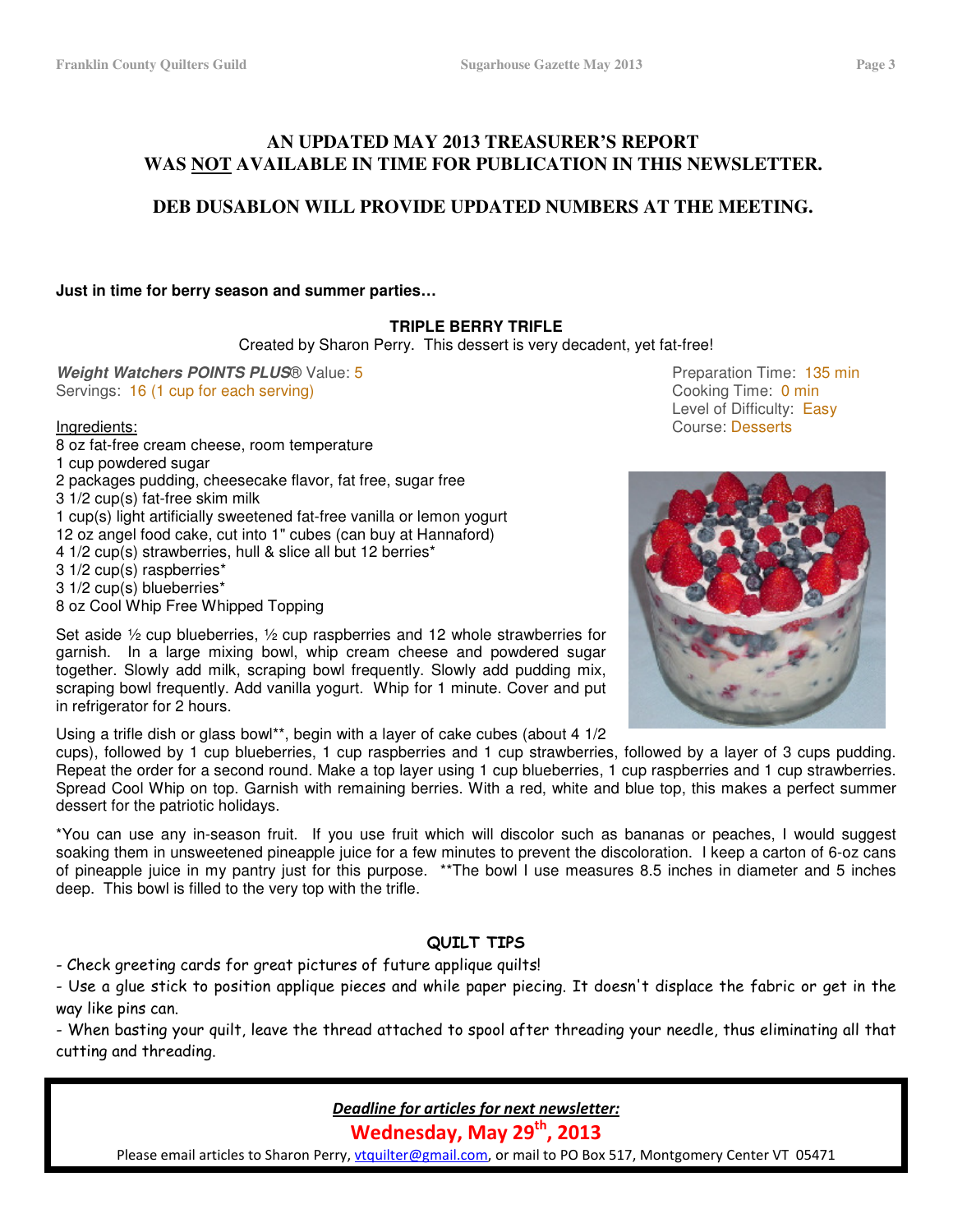## AN UPDATED MAY 2013 TREASURER'S REPORT WAS NOT AVAILABLE IN TIME FOR PUBLICATION IN THIS NEWSLETTER.

## DEB DUSABLON WILL PROVIDE UPDATED NUMBERS AT THE MEETING.

**Just in time for berry season and summer parties…**

### TRIPLE BERRY TRIFLE

Created by Sharon Perry. This dessert is very decadent, yet fat-free!

***Weight Watchers POINTS PLUS***® Value: 5
Servings: 16 (1 cup for each serving)

Preparation Time: 135 min
Cooking Time: 0 min
Level of Difficulty: Easy
Course: Desserts

Ingredients:

8 oz fat-free cream cheese, room temperature
1 cup powdered sugar
2 packages pudding, cheesecake flavor, fat free, sugar free
3 1/2 cup(s) fat-free skim milk
1 cup(s) light artificially sweetened fat-free vanilla or lemon yogurt
12 oz angel food cake, cut into 1" cubes (can buy at Hannaford)
4 1/2 cup(s) strawberries, hull & slice all but 12 berries*
3 1/2 cup(s) raspberries*
3 1/2 cup(s) blueberries*
8 oz Cool Whip Free Whipped Topping

Set aside ½ cup blueberries, ½ cup raspberries and 12 whole strawberries for garnish. In a large mixing bowl, whip cream cheese and powdered sugar together. Slowly add milk, scraping bowl frequently. Slowly add pudding mix, scraping bowl frequently. Add vanilla yogurt. Whip for 1 minute. Cover and put in refrigerator for 2 hours.

Using a trifle dish or glass bowl**, begin with a layer of cake cubes (about 4 1/2 cups), followed by 1 cup blueberries, 1 cup raspberries and 1 cup strawberries, followed by a layer of 3 cups pudding. Repeat the order for a second round. Make a top layer using 1 cup blueberries, 1 cup raspberries and 1 cup strawberries. Spread Cool Whip on top. Garnish with remaining berries. With a red, white and blue top, this makes a perfect summer dessert for the patriotic holidays.

*You can use any in-season fruit. If you use fruit which will discolor such as bananas or peaches, I would suggest soaking them in unsweetened pineapple juice for a few minutes to prevent the discoloration. I keep a carton of 6-oz cans of pineapple juice in my pantry just for this purpose. **The bowl I use measures 8.5 inches in diameter and 5 inches deep. This bowl is filled to the very top with the trifle.

### QUILT TIPS

- Check greeting cards for great pictures of future applique quilts!
- Use a glue stick to position applique pieces and while paper piecing. It doesn't displace the fabric or get in the way like pins can.
- When basting your quilt, leave the thread attached to spool after threading your needle, thus eliminating all that cutting and threading.

***Deadline for articles for next newsletter:***

**Wednesday, May 29th, 2013**

Please email articles to Sharon Perry, vtquilter@gmail.com, or mail to PO Box 517, Montgomery Center VT 05471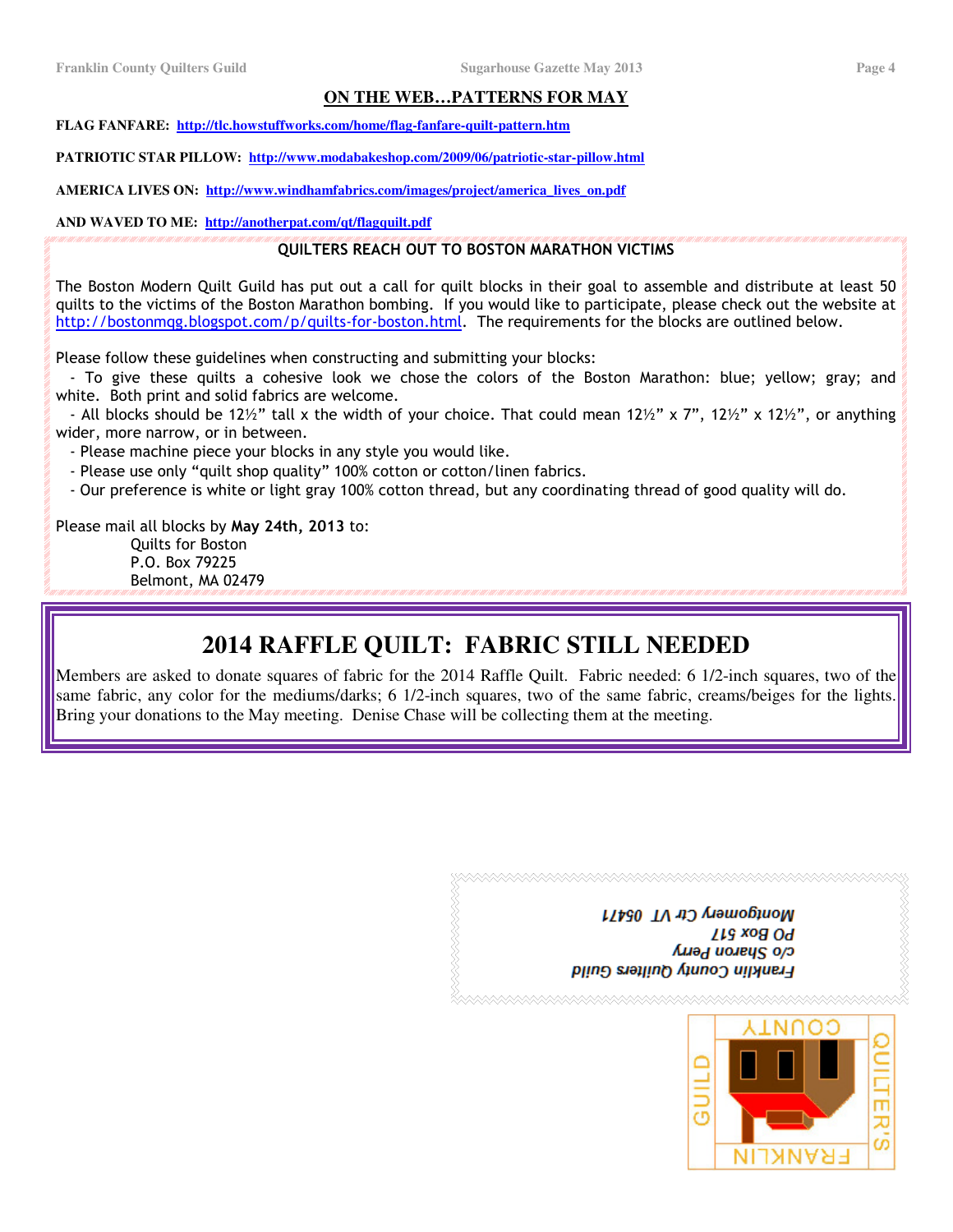## ON THE WEB…PATTERNS FOR MAY

**FLAG FANFARE:** http://tlc.howstuffworks.com/home/flag-fanfare-quilt-pattern.htm

**PATRIOTIC STAR PILLOW:** http://www.modabakeshop.com/2009/06/patriotic-star-pillow.html

**AMERICA LIVES ON:** http://www.windhamfabrics.com/images/project/america_lives_on.pdf

**AND WAVED TO ME:** http://anotherpat.com/qt/flagquilt.pdf

### QUILTERS REACH OUT TO BOSTON MARATHON VICTIMS

The Boston Modern Quilt Guild has put out a call for quilt blocks in their goal to assemble and distribute at least 50 quilts to the victims of the Boston Marathon bombing. If you would like to participate, please check out the website at http://bostonmqg.blogspot.com/p/quilts-for-boston.html. The requirements for the blocks are outlined below.

Please follow these guidelines when constructing and submitting your blocks:

- To give these quilts a cohesive look we chose the colors of the Boston Marathon: blue; yellow; gray; and white. Both print and solid fabrics are welcome.
- All blocks should be 12½" tall x the width of your choice. That could mean 12½" x 7", 12½" x 12½", or anything wider, more narrow, or in between.
- Please machine piece your blocks in any style you would like.
- Please use only "quilt shop quality" 100% cotton or cotton/linen fabrics.
- Our preference is white or light gray 100% cotton thread, but any coordinating thread of good quality will do.

Please mail all blocks by **May 24th, 2013** to:

Quilts for Boston
P.O. Box 79225
Belmont, MA 02479

## 2014 RAFFLE QUILT: FABRIC STILL NEEDED

Members are asked to donate squares of fabric for the 2014 Raffle Quilt. Fabric needed: 6 1/2-inch squares, two of the same fabric, any color for the mediums/darks; 6 1/2-inch squares, two of the same fabric, creams/beiges for the lights. Bring your donations to the May meeting. Denise Chase will be collecting them at the meeting.

Franklin County Quilters Guild
c/o Sharon Perry
PO Box 517
Montgomery Ctr VT 05471

COUNTY QUILTER'S FRANKLIN GUILD